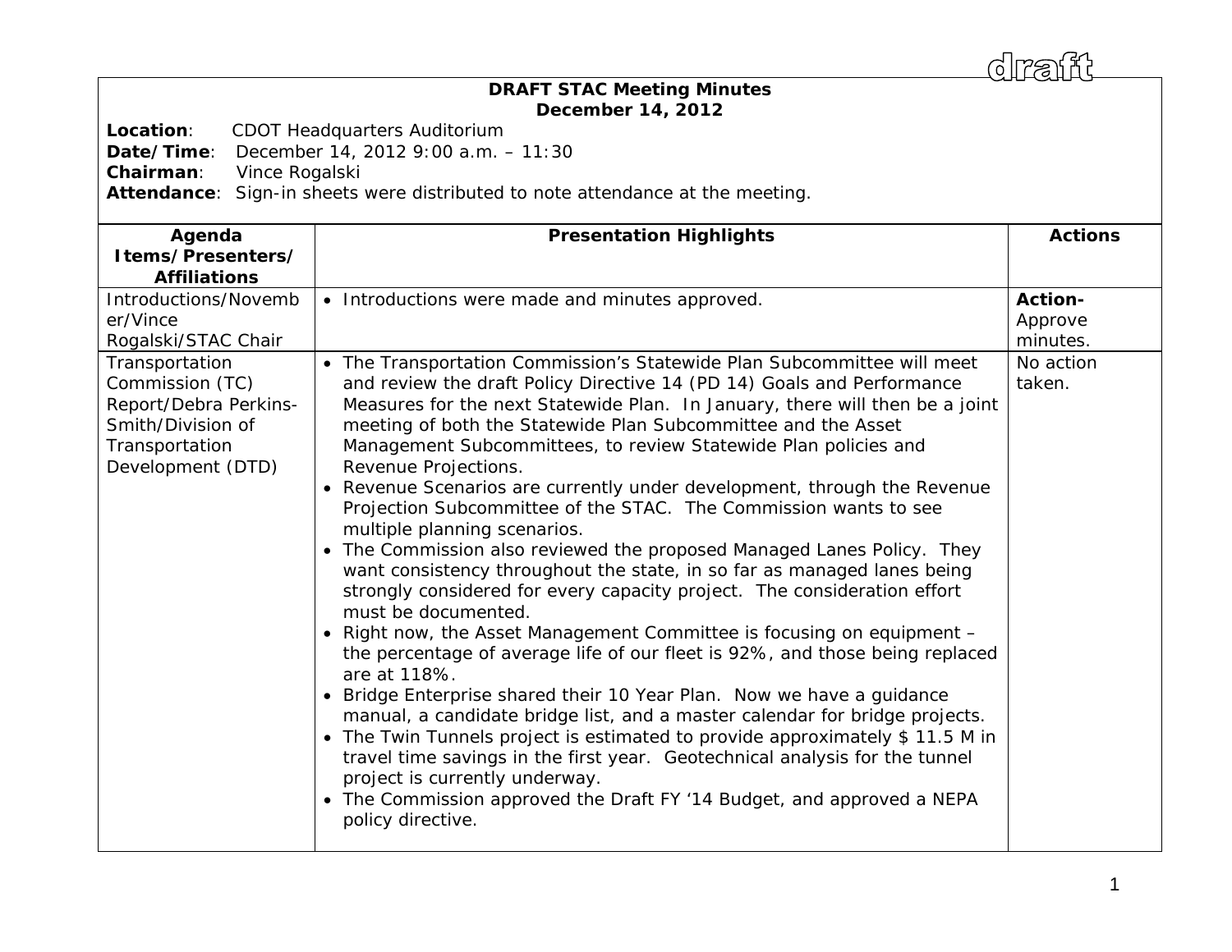draft

# DRAFT STAC Meeting Minutes
## December 14, 2012

**Location**: CDOT Headquarters Auditorium
**Date/Time**: December 14, 2012 9:00 a.m. – 11:30
**Chairman**: Vince Rogalski
**Attendance**: Sign-in sheets were distributed to note attendance at the meeting.

| Agenda Items/Presenters/ Affiliations | Presentation Highlights | Actions |
|---|---|---|
| Introductions/November/Vince Rogalski/STAC Chair | • Introductions were made and minutes approved. | **Action-** Approve minutes. |
| Transportation Commission (TC) Report/Debra Perkins-Smith/Division of Transportation Development (DTD) | • The Transportation Commission's Statewide Plan Subcommittee will meet and review the draft Policy Directive 14 (PD 14) Goals and Performance Measures for the next Statewide Plan. In January, there will then be a joint meeting of both the Statewide Plan Subcommittee and the Asset Management Subcommittees, to review Statewide Plan policies and Revenue Projections.<br>• Revenue Scenarios are currently under development, through the Revenue Projection Subcommittee of the STAC. The Commission wants to see multiple planning scenarios.<br>• The Commission also reviewed the proposed Managed Lanes Policy. They want consistency throughout the state, in so far as managed lanes being strongly considered for every capacity project. The consideration effort must be documented.<br>• Right now, the Asset Management Committee is focusing on equipment – the percentage of average life of our fleet is 92%, and those being replaced are at 118%.<br>• Bridge Enterprise shared their 10 Year Plan. Now we have a guidance manual, a candidate bridge list, and a master calendar for bridge projects.<br>• The Twin Tunnels project is estimated to provide approximately $ 11.5 M in travel time savings in the first year. Geotechnical analysis for the tunnel project is currently underway.<br>• The Commission approved the Draft FY '14 Budget, and approved a NEPA policy directive. | No action taken. |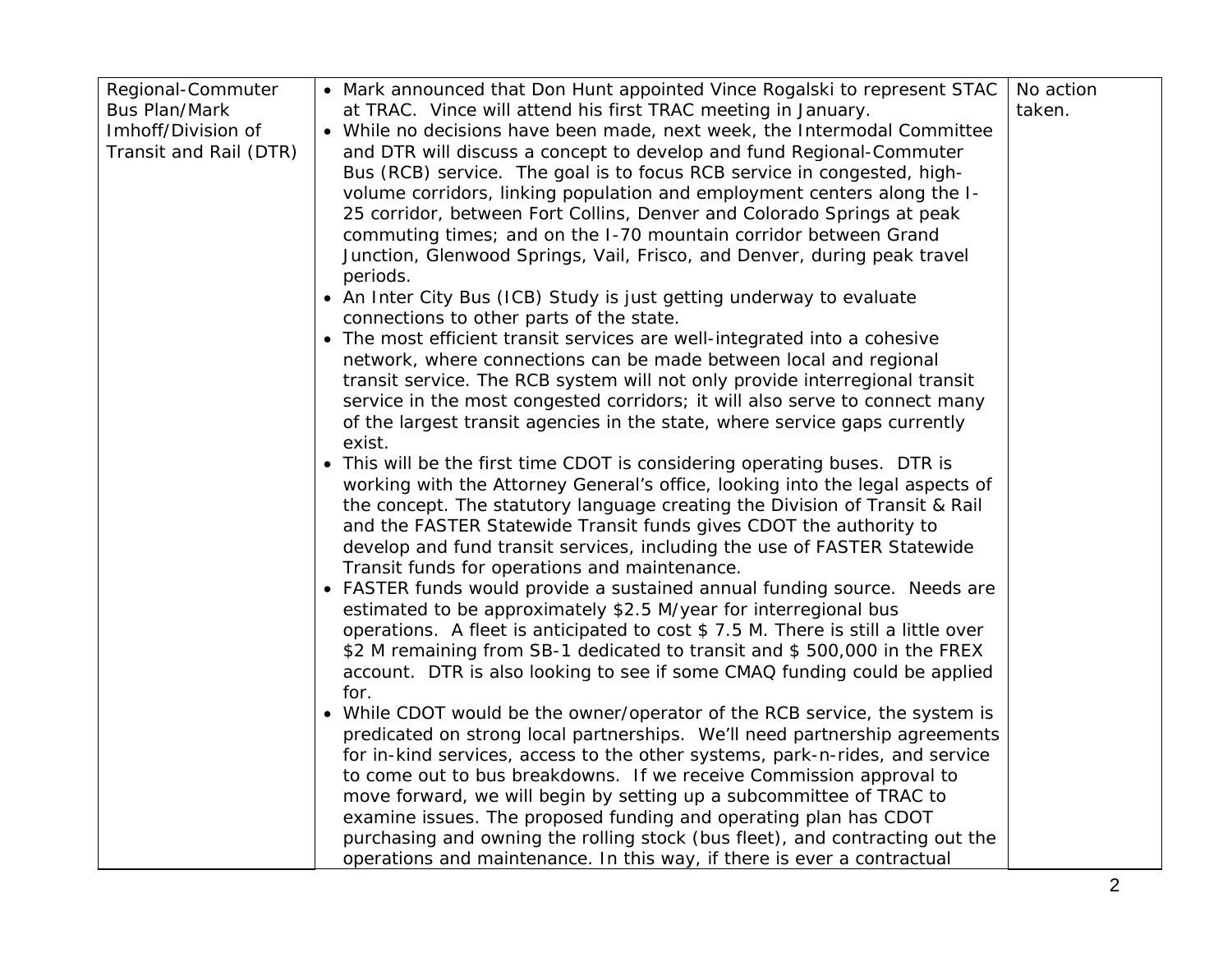| | | |
|---|---|---|
| Regional-Commuter Bus Plan/Mark Imhoff/Division of Transit and Rail (DTR) | • Mark announced that Don Hunt appointed Vince Rogalski to represent STAC at TRAC. Vince will attend his first TRAC meeting in January.<br>• While no decisions have been made, next week, the Intermodal Committee and DTR will discuss a concept to develop and fund Regional-Commuter Bus (RCB) service. The goal is to focus RCB service in congested, high-volume corridors, linking population and employment centers along the I-25 corridor, between Fort Collins, Denver and Colorado Springs at peak commuting times; and on the I-70 mountain corridor between Grand Junction, Glenwood Springs, Vail, Frisco, and Denver, during peak travel periods.<br>• An Inter City Bus (ICB) Study is just getting underway to evaluate connections to other parts of the state.<br>• The most efficient transit services are well-integrated into a cohesive network, where connections can be made between local and regional transit service. The RCB system will not only provide interregional transit service in the most congested corridors; it will also serve to connect many of the largest transit agencies in the state, where service gaps currently exist.<br>• This will be the first time CDOT is considering operating buses. DTR is working with the Attorney General's office, looking into the legal aspects of the concept. The statutory language creating the Division of Transit & Rail and the FASTER Statewide Transit funds gives CDOT the authority to develop and fund transit services, including the use of FASTER Statewide Transit funds for operations and maintenance.<br>• FASTER funds would provide a sustained annual funding source. Needs are estimated to be approximately $2.5 M/year for interregional bus operations. A fleet is anticipated to cost $ 7.5 M. There is still a little over $2 M remaining from SB-1 dedicated to transit and $ 500,000 in the FREX account. DTR is also looking to see if some CMAQ funding could be applied for.<br>• While CDOT would be the owner/operator of the RCB service, the system is predicated on strong local partnerships. We'll need partnership agreements for in-kind services, access to the other systems, park-n-rides, and service to come out to bus breakdowns. If we receive Commission approval to move forward, we will begin by setting up a subcommittee of TRAC to examine issues. The proposed funding and operating plan has CDOT purchasing and owning the rolling stock (bus fleet), and contracting out the operations and maintenance. In this way, if there is ever a contractual | No action taken. |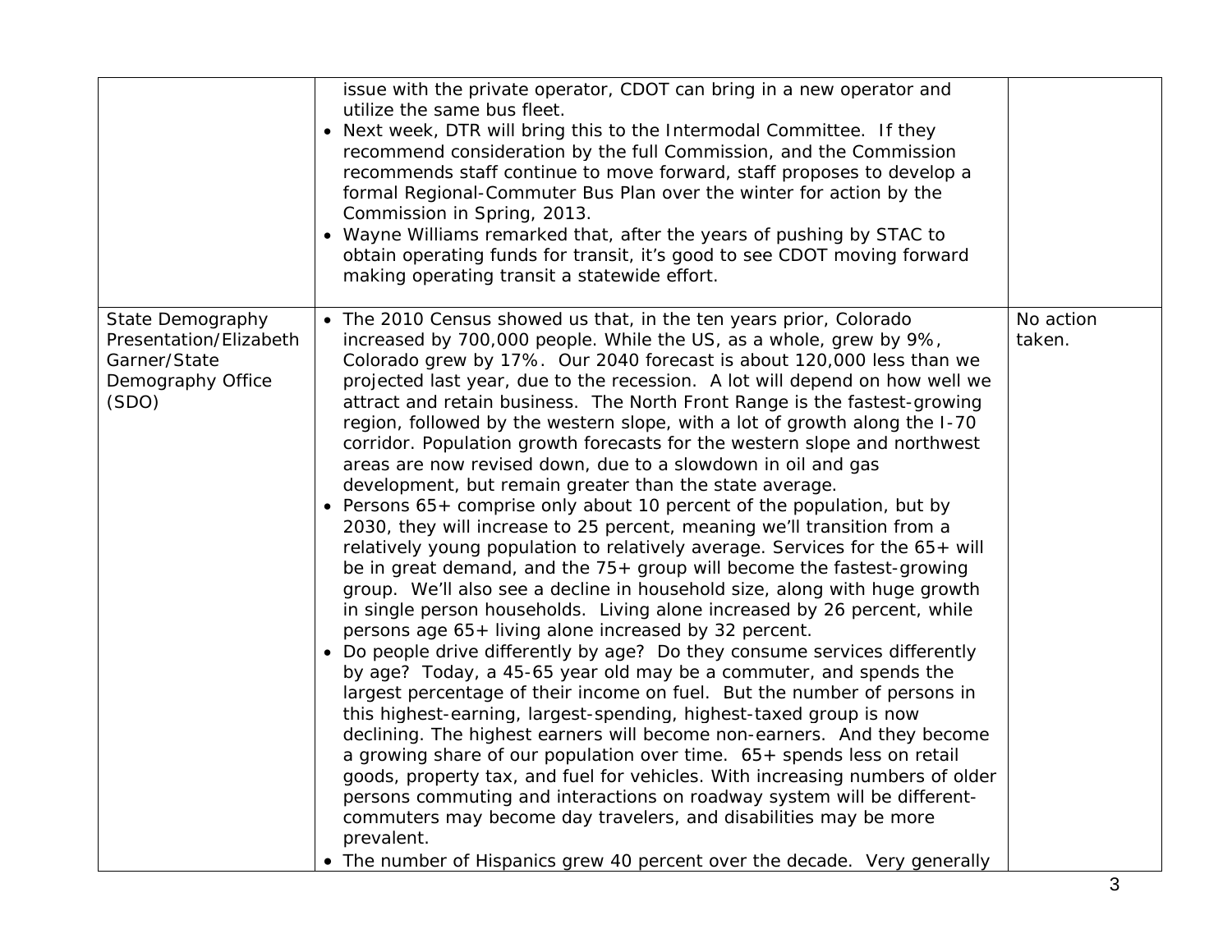| | | |
|---|---|---|
| | issue with the private operator, CDOT can bring in a new operator and utilize the same bus fleet.<br>• Next week, DTR will bring this to the Intermodal Committee. If they recommend consideration by the full Commission, and the Commission recommends staff continue to move forward, staff proposes to develop a formal Regional-Commuter Bus Plan over the winter for action by the Commission in Spring, 2013.<br>• Wayne Williams remarked that, after the years of pushing by STAC to obtain operating funds for transit, it's good to see CDOT moving forward making operating transit a statewide effort. | |
| State Demography Presentation/Elizabeth Garner/State Demography Office (SDO) | • The 2010 Census showed us that, in the ten years prior, Colorado increased by 700,000 people. While the US, as a whole, grew by 9%, Colorado grew by 17%. Our 2040 forecast is about 120,000 less than we projected last year, due to the recession. A lot will depend on how well we attract and retain business. The North Front Range is the fastest-growing region, followed by the western slope, with a lot of growth along the I-70 corridor. Population growth forecasts for the western slope and northwest areas are now revised down, due to a slowdown in oil and gas development, but remain greater than the state average.<br>• Persons 65+ comprise only about 10 percent of the population, but by 2030, they will increase to 25 percent, meaning we'll transition from a relatively young population to relatively average. Services for the 65+ will be in great demand, and the 75+ group will become the fastest-growing group. We'll also see a decline in household size, along with huge growth in single person households. Living alone increased by 26 percent, while persons age 65+ living alone increased by 32 percent.<br>• Do people drive differently by age? Do they consume services differently by age? Today, a 45-65 year old may be a commuter, and spends the largest percentage of their income on fuel. But the number of persons in this highest-earning, largest-spending, highest-taxed group is now declining. The highest earners will become non-earners. And they become a growing share of our population over time. 65+ spends less on retail goods, property tax, and fuel for vehicles. With increasing numbers of older persons commuting and interactions on roadway system will be different-commuters may become day travelers, and disabilities may be more prevalent.<br>• The number of Hispanics grew 40 percent over the decade. Very generally | No action taken. |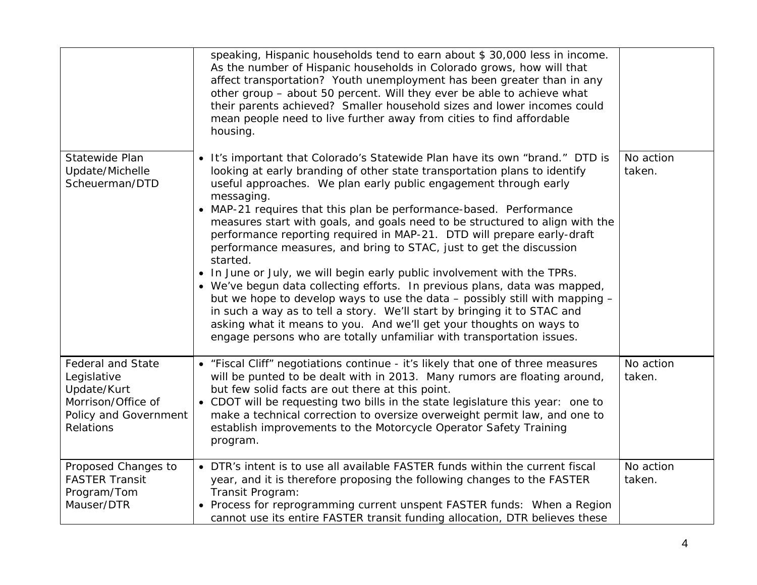| | | |
|---|---|---|
| | speaking, Hispanic households tend to earn about $ 30,000 less in income. As the number of Hispanic households in Colorado grows, how will that affect transportation? Youth unemployment has been greater than in any other group – about 50 percent. Will they ever be able to achieve what their parents achieved? Smaller household sizes and lower incomes could mean people need to live further away from cities to find affordable housing. | |
| Statewide Plan Update/Michelle Scheuerman/DTD | • It's important that Colorado's Statewide Plan have its own "brand." DTD is looking at early branding of other state transportation plans to identify useful approaches. We plan early public engagement through early messaging.<br>• MAP-21 requires that this plan be performance-based. Performance measures start with goals, and goals need to be structured to align with the performance reporting required in MAP-21. DTD will prepare early-draft performance measures, and bring to STAC, just to get the discussion started.<br>• In June or July, we will begin early public involvement with the TPRs.<br>• We've begun data collecting efforts. In previous plans, data was mapped, but we hope to develop ways to use the data – possibly still with mapping – in such a way as to tell a story. We'll start by bringing it to STAC and asking what it means to you. And we'll get your thoughts on ways to engage persons who are totally unfamiliar with transportation issues. | No action taken. |
| Federal and State Legislative Update/Kurt Morrison/Office of Policy and Government Relations | • "Fiscal Cliff" negotiations continue - it's likely that one of three measures will be punted to be dealt with in 2013. Many rumors are floating around, but few solid facts are out there at this point.<br>• CDOT will be requesting two bills in the state legislature this year: one to make a technical correction to oversize overweight permit law, and one to establish improvements to the Motorcycle Operator Safety Training program. | No action taken. |
| Proposed Changes to FASTER Transit Program/Tom Mauser/DTR | • DTR's intent is to use all available FASTER funds within the current fiscal year, and it is therefore proposing the following changes to the FASTER Transit Program:<br>• Process for reprogramming current unspent FASTER funds: When a Region cannot use its entire FASTER transit funding allocation, DTR believes these | No action taken. |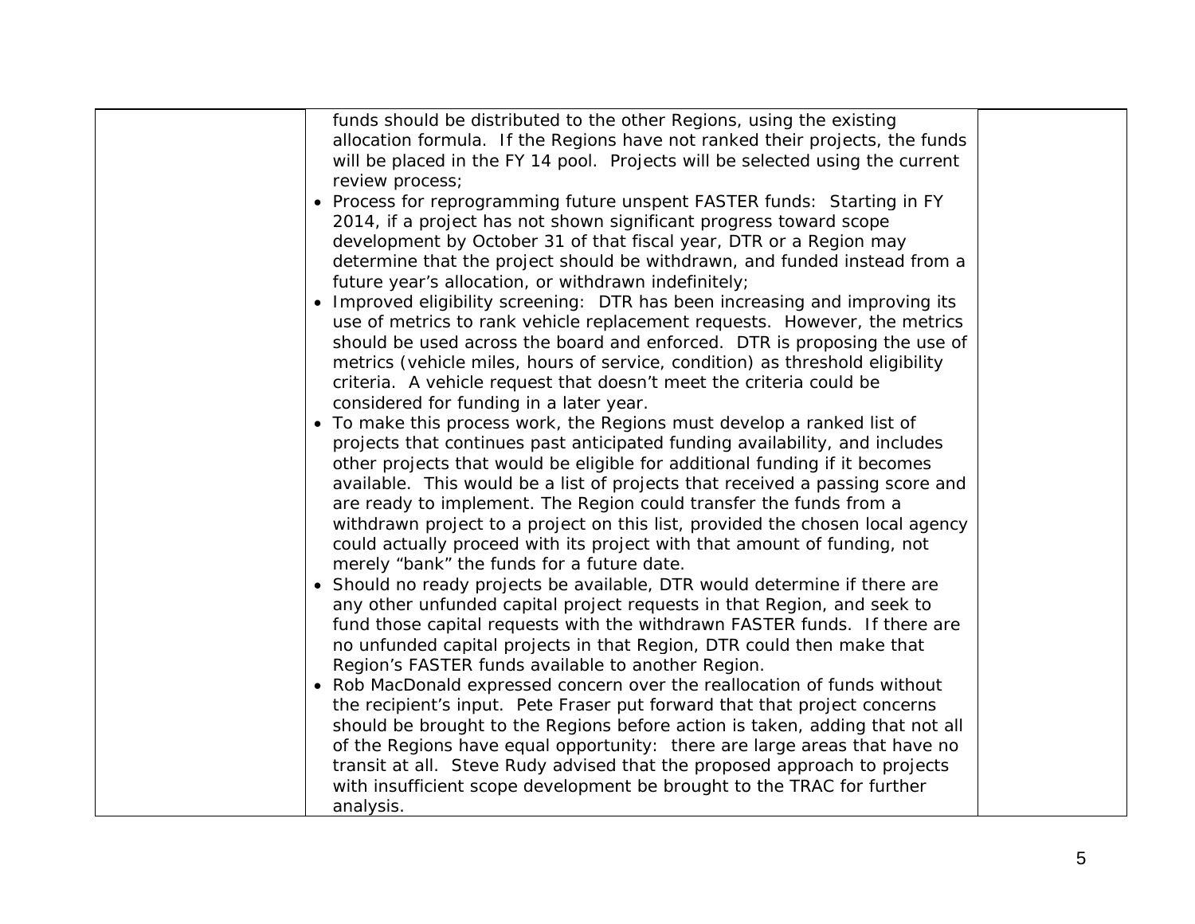| | | |
|---|---|---|
| | funds should be distributed to the other Regions, using the existing allocation formula. If the Regions have not ranked their projects, the funds will be placed in the FY 14 pool. Projects will be selected using the current review process;<br>• Process for reprogramming future unspent FASTER funds: Starting in FY 2014, if a project has not shown significant progress toward scope development by October 31 of that fiscal year, DTR or a Region may determine that the project should be withdrawn, and funded instead from a future year's allocation, or withdrawn indefinitely;<br>• Improved eligibility screening: DTR has been increasing and improving its use of metrics to rank vehicle replacement requests. However, the metrics should be used across the board and enforced. DTR is proposing the use of metrics (vehicle miles, hours of service, condition) as threshold eligibility criteria. A vehicle request that doesn't meet the criteria could be considered for funding in a later year.<br>• To make this process work, the Regions must develop a ranked list of projects that continues past anticipated funding availability, and includes other projects that would be eligible for additional funding if it becomes available. This would be a list of projects that received a passing score and are ready to implement. The Region could transfer the funds from a withdrawn project to a project on this list, provided the chosen local agency could actually proceed with its project with that amount of funding, not merely "bank" the funds for a future date.<br>• Should no ready projects be available, DTR would determine if there are any other unfunded capital project requests in that Region, and seek to fund those capital requests with the withdrawn FASTER funds. If there are no unfunded capital projects in that Region, DTR could then make that Region's FASTER funds available to another Region.<br>• Rob MacDonald expressed concern over the reallocation of funds without the recipient's input. Pete Fraser put forward that that project concerns should be brought to the Regions before action is taken, adding that not all of the Regions have equal opportunity: there are large areas that have no transit at all. Steve Rudy advised that the proposed approach to projects with insufficient scope development be brought to the TRAC for further analysis. | |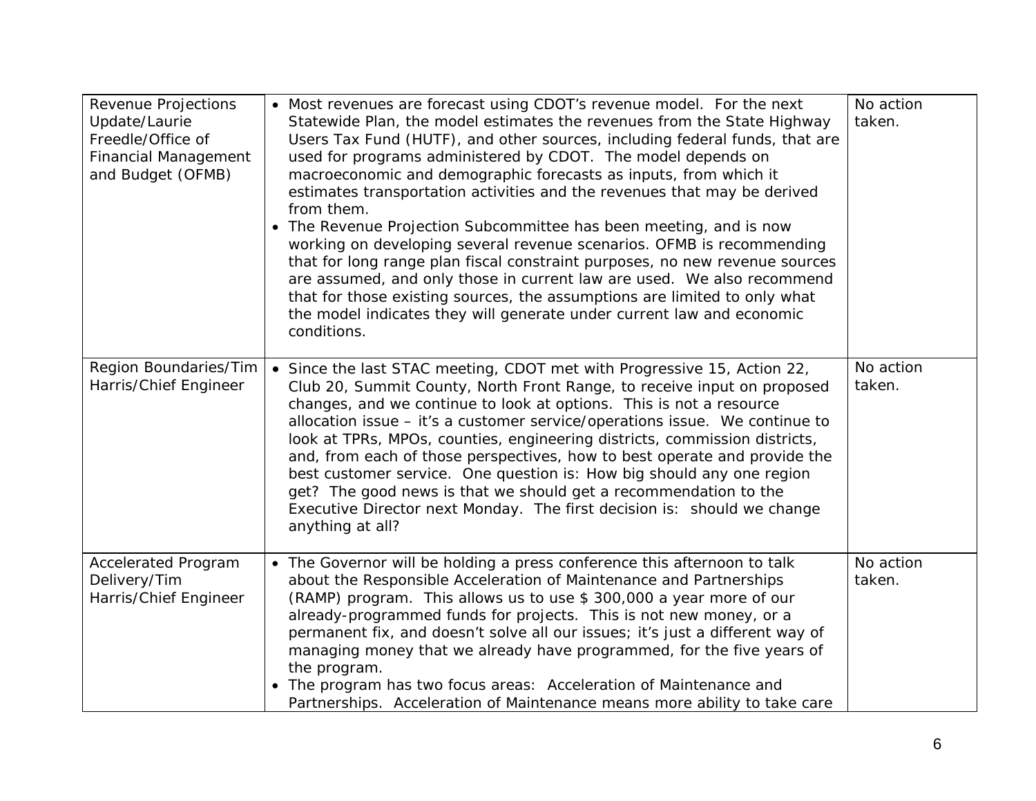| Revenue Projections Update/Laurie Freedle/Office of Financial Management and Budget (OFMB) | • Most revenues are forecast using CDOT's revenue model. For the next Statewide Plan, the model estimates the revenues from the State Highway Users Tax Fund (HUTF), and other sources, including federal funds, that are used for programs administered by CDOT. The model depends on macroeconomic and demographic forecasts as inputs, from which it estimates transportation activities and the revenues that may be derived from them.<br>• The Revenue Projection Subcommittee has been meeting, and is now working on developing several revenue scenarios. OFMB is recommending that for long range plan fiscal constraint purposes, no new revenue sources are assumed, and only those in current law are used. We also recommend that for those existing sources, the assumptions are limited to only what the model indicates they will generate under current law and economic conditions. | No action taken. |
|---|---|---|
| Region Boundaries/Tim Harris/Chief Engineer | • Since the last STAC meeting, CDOT met with Progressive 15, Action 22, Club 20, Summit County, North Front Range, to receive input on proposed changes, and we continue to look at options. This is not a resource allocation issue – it's a customer service/operations issue. We continue to look at TPRs, MPOs, counties, engineering districts, commission districts, and, from each of those perspectives, how to best operate and provide the best customer service. One question is: How big should any one region get? The good news is that we should get a recommendation to the Executive Director next Monday. The first decision is: should we change anything at all? | No action taken. |
| Accelerated Program Delivery/Tim Harris/Chief Engineer | • The Governor will be holding a press conference this afternoon to talk about the Responsible Acceleration of Maintenance and Partnerships (RAMP) program. This allows us to use $ 300,000 a year more of our already-programmed funds for projects. This is not new money, or a permanent fix, and doesn't solve all our issues; it's just a different way of managing money that we already have programmed, for the five years of the program.<br>• The program has two focus areas: Acceleration of Maintenance and Partnerships. Acceleration of Maintenance means more ability to take care | No action taken. |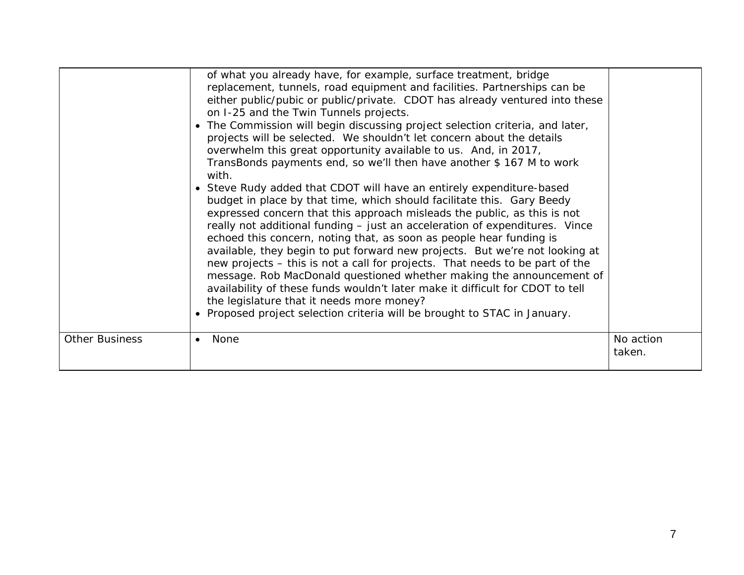| | | |
|---|---|---|
| | of what you already have, for example, surface treatment, bridge replacement, tunnels, road equipment and facilities. Partnerships can be either public/pubic or public/private. CDOT has already ventured into these on I-25 and the Twin Tunnels projects.<br>• The Commission will begin discussing project selection criteria, and later, projects will be selected. We shouldn't let concern about the details overwhelm this great opportunity available to us. And, in 2017, TransBonds payments end, so we'll then have another $ 167 M to work with.<br>• Steve Rudy added that CDOT will have an entirely expenditure-based budget in place by that time, which should facilitate this. Gary Beedy expressed concern that this approach misleads the public, as this is not really not additional funding – just an acceleration of expenditures. Vince echoed this concern, noting that, as soon as people hear funding is available, they begin to put forward new projects. But we're not looking at new projects – this is not a call for projects. That needs to be part of the message. Rob MacDonald questioned whether making the announcement of availability of these funds wouldn't later make it difficult for CDOT to tell the legislature that it needs more money?<br>• Proposed project selection criteria will be brought to STAC in January. | |
| Other Business | • None | No action taken. |